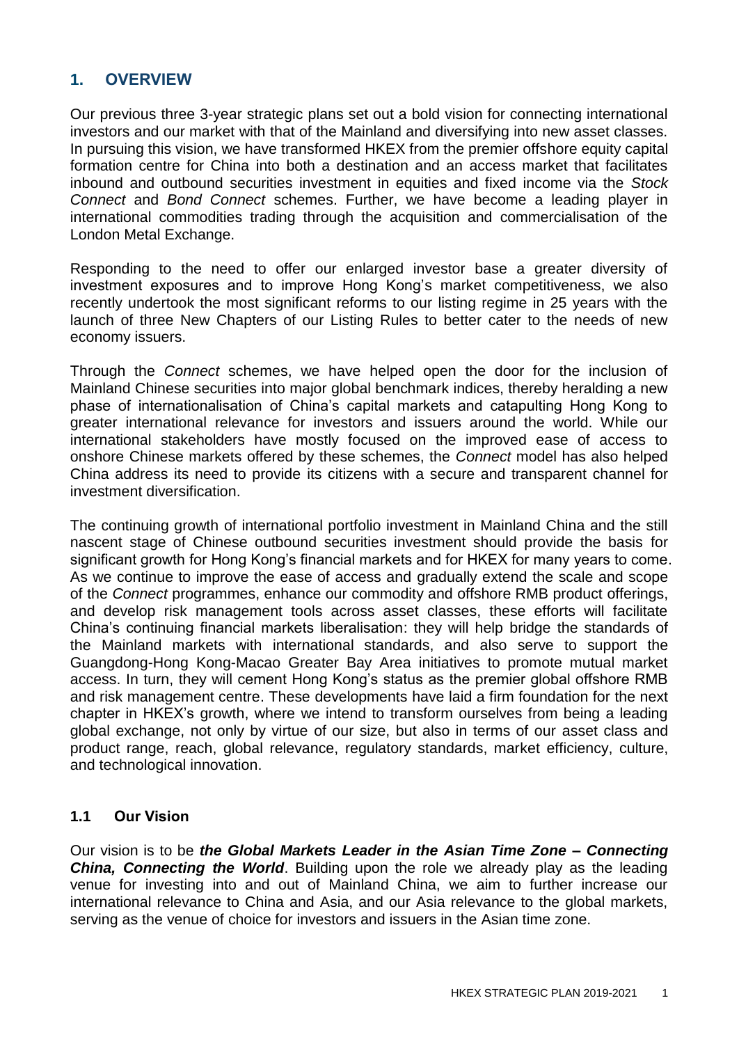## 1. OVERVIEW

Our previous three 3-year strategic plans set out a bold vision for connecting international investors and our market with that of the Mainland and diversifying into new asset classes. In pursuing this vision, we have transformed HKEX from the premier offshore equity capital formation centre for China into both a destination and an access market that facilitates inbound and outbound securities investment in equities and fixed income via the *Stock Connect* and *Bond Connect* schemes. Further, we have become a leading player in international commodities trading through the acquisition and commercialisation of the London Metal Exchange.

Responding to the need to offer our enlarged investor base a greater diversity of investment exposures and to improve Hong Kong's market competitiveness, we also recently undertook the most significant reforms to our listing regime in 25 years with the launch of three New Chapters of our Listing Rules to better cater to the needs of new economy issuers.

Through the *Connect* schemes, we have helped open the door for the inclusion of Mainland Chinese securities into major global benchmark indices, thereby heralding a new phase of internationalisation of China's capital markets and catapulting Hong Kong to greater international relevance for investors and issuers around the world. While our international stakeholders have mostly focused on the improved ease of access to onshore Chinese markets offered by these schemes, the *Connect* model has also helped China address its need to provide its citizens with a secure and transparent channel for investment diversification.

The continuing growth of international portfolio investment in Mainland China and the still nascent stage of Chinese outbound securities investment should provide the basis for significant growth for Hong Kong's financial markets and for HKEX for many years to come. As we continue to improve the ease of access and gradually extend the scale and scope of the *Connect* programmes, enhance our commodity and offshore RMB product offerings, and develop risk management tools across asset classes, these efforts will facilitate China's continuing financial markets liberalisation: they will help bridge the standards of the Mainland markets with international standards, and also serve to support the Guangdong-Hong Kong-Macao Greater Bay Area initiatives to promote mutual market access. In turn, they will cement Hong Kong's status as the premier global offshore RMB and risk management centre. These developments have laid a firm foundation for the next chapter in HKEX's growth, where we intend to transform ourselves from being a leading global exchange, not only by virtue of our size, but also in terms of our asset class and product range, reach, global relevance, regulatory standards, market efficiency, culture, and technological innovation.

### 1.1 Our Vision

Our vision is to be ***the Global Markets Leader in the Asian Time Zone – Connecting China, Connecting the World***. Building upon the role we already play as the leading venue for investing into and out of Mainland China, we aim to further increase our international relevance to China and Asia, and our Asia relevance to the global markets, serving as the venue of choice for investors and issuers in the Asian time zone.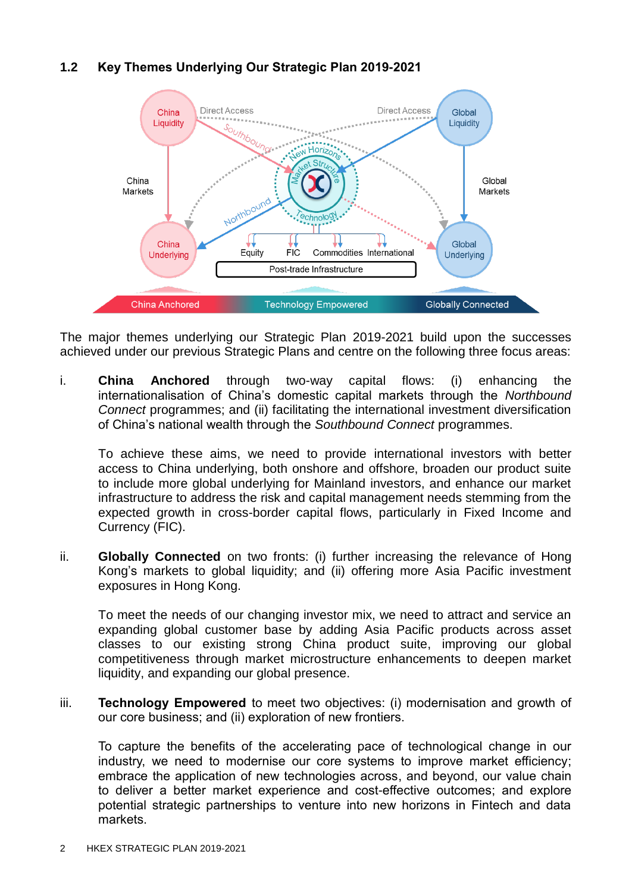## 1.2 Key Themes Underlying Our Strategic Plan 2019-2021

The major themes underlying our Strategic Plan 2019-2021 build upon the successes achieved under our previous Strategic Plans and centre on the following three focus areas:

i. **China Anchored** through two-way capital flows: (i) enhancing the internationalisation of China's domestic capital markets through the *Northbound Connect* programmes; and (ii) facilitating the international investment diversification of China's national wealth through the *Southbound Connect* programmes.

   To achieve these aims, we need to provide international investors with better access to China underlying, both onshore and offshore, broaden our product suite to include more global underlying for Mainland investors, and enhance our market infrastructure to address the risk and capital management needs stemming from the expected growth in cross-border capital flows, particularly in Fixed Income and Currency (FIC).

ii. **Globally Connected** on two fronts: (i) further increasing the relevance of Hong Kong's markets to global liquidity; and (ii) offering more Asia Pacific investment exposures in Hong Kong.

   To meet the needs of our changing investor mix, we need to attract and service an expanding global customer base by adding Asia Pacific products across asset classes to our existing strong China product suite, improving our global competitiveness through market microstructure enhancements to deepen market liquidity, and expanding our global presence.

iii. **Technology Empowered** to meet two objectives: (i) modernisation and growth of our core business; and (ii) exploration of new frontiers.

   To capture the benefits of the accelerating pace of technological change in our industry, we need to modernise our core systems to improve market efficiency; embrace the application of new technologies across, and beyond, our value chain to deliver a better market experience and cost-effective outcomes; and explore potential strategic partnerships to venture into new horizons in Fintech and data markets.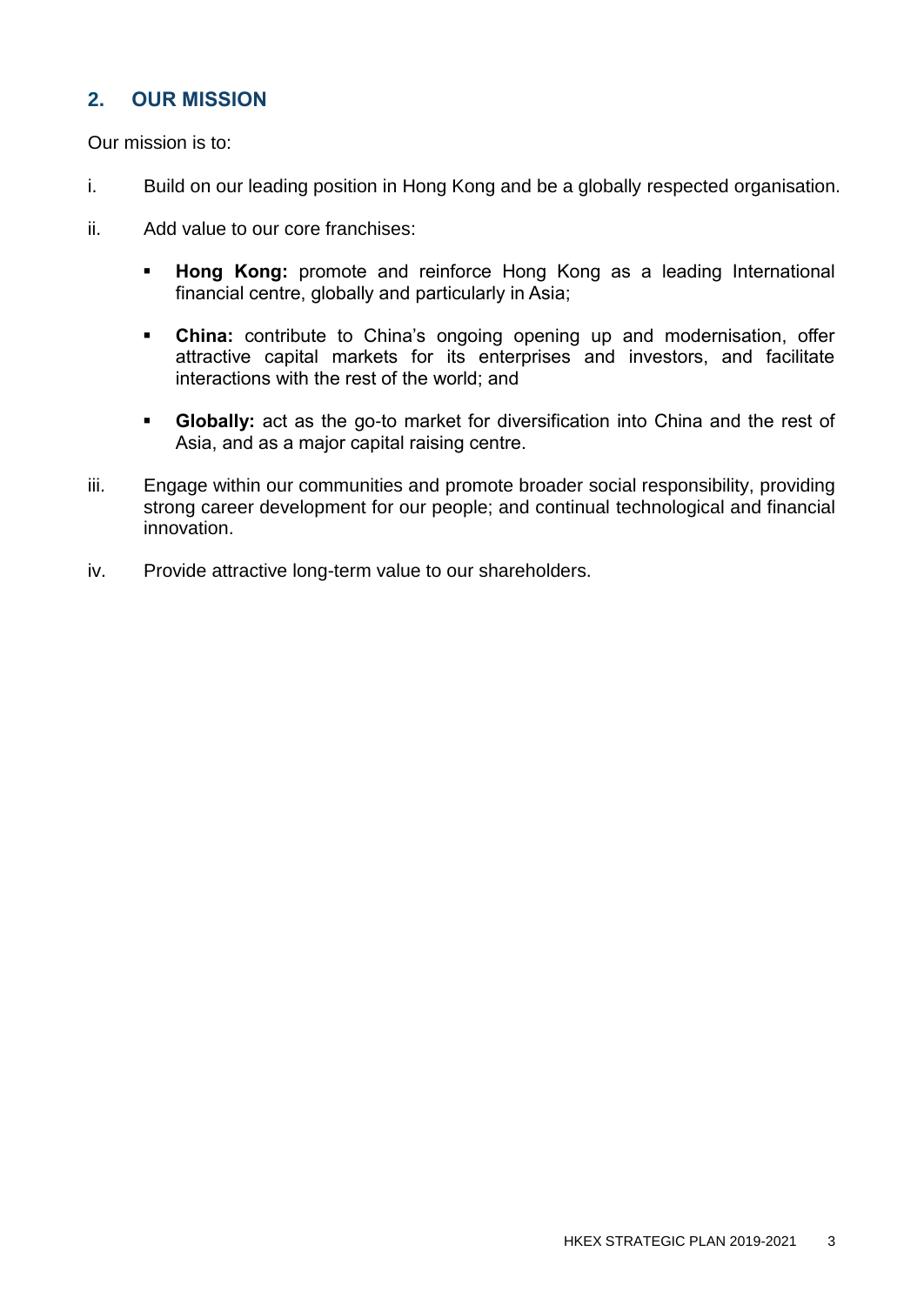## 2. OUR MISSION

Our mission is to:

i. Build on our leading position in Hong Kong and be a globally respected organisation.

ii. Add value to our core franchises:

   - **Hong Kong:** promote and reinforce Hong Kong as a leading International financial centre, globally and particularly in Asia;
   - **China:** contribute to China's ongoing opening up and modernisation, offer attractive capital markets for its enterprises and investors, and facilitate interactions with the rest of the world; and
   - **Globally:** act as the go-to market for diversification into China and the rest of Asia, and as a major capital raising centre.

iii. Engage within our communities and promote broader social responsibility, providing strong career development for our people; and continual technological and financial innovation.

iv. Provide attractive long-term value to our shareholders.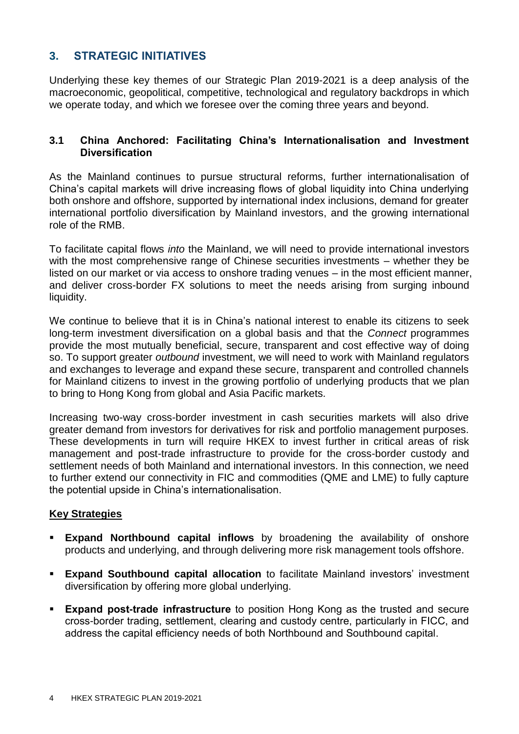## 3. STRATEGIC INITIATIVES

Underlying these key themes of our Strategic Plan 2019-2021 is a deep analysis of the macroeconomic, geopolitical, competitive, technological and regulatory backdrops in which we operate today, and which we foresee over the coming three years and beyond.

### 3.1 China Anchored: Facilitating China's Internationalisation and Investment Diversification

As the Mainland continues to pursue structural reforms, further internationalisation of China's capital markets will drive increasing flows of global liquidity into China underlying both onshore and offshore, supported by international index inclusions, demand for greater international portfolio diversification by Mainland investors, and the growing international role of the RMB.

To facilitate capital flows *into* the Mainland, we will need to provide international investors with the most comprehensive range of Chinese securities investments – whether they be listed on our market or via access to onshore trading venues – in the most efficient manner, and deliver cross-border FX solutions to meet the needs arising from surging inbound liquidity.

We continue to believe that it is in China's national interest to enable its citizens to seek long-term investment diversification on a global basis and that the *Connect* programmes provide the most mutually beneficial, secure, transparent and cost effective way of doing so. To support greater *outbound* investment, we will need to work with Mainland regulators and exchanges to leverage and expand these secure, transparent and controlled channels for Mainland citizens to invest in the growing portfolio of underlying products that we plan to bring to Hong Kong from global and Asia Pacific markets.

Increasing two-way cross-border investment in cash securities markets will also drive greater demand from investors for derivatives for risk and portfolio management purposes. These developments in turn will require HKEX to invest further in critical areas of risk management and post-trade infrastructure to provide for the cross-border custody and settlement needs of both Mainland and international investors. In this connection, we need to further extend our connectivity in FIC and commodities (QME and LME) to fully capture the potential upside in China's internationalisation.

**<u>Key Strategies</u>**

- **Expand Northbound capital inflows** by broadening the availability of onshore products and underlying, and through delivering more risk management tools offshore.
- **Expand Southbound capital allocation** to facilitate Mainland investors' investment diversification by offering more global underlying.
- **Expand post-trade infrastructure** to position Hong Kong as the trusted and secure cross-border trading, settlement, clearing and custody centre, particularly in FICC, and address the capital efficiency needs of both Northbound and Southbound capital.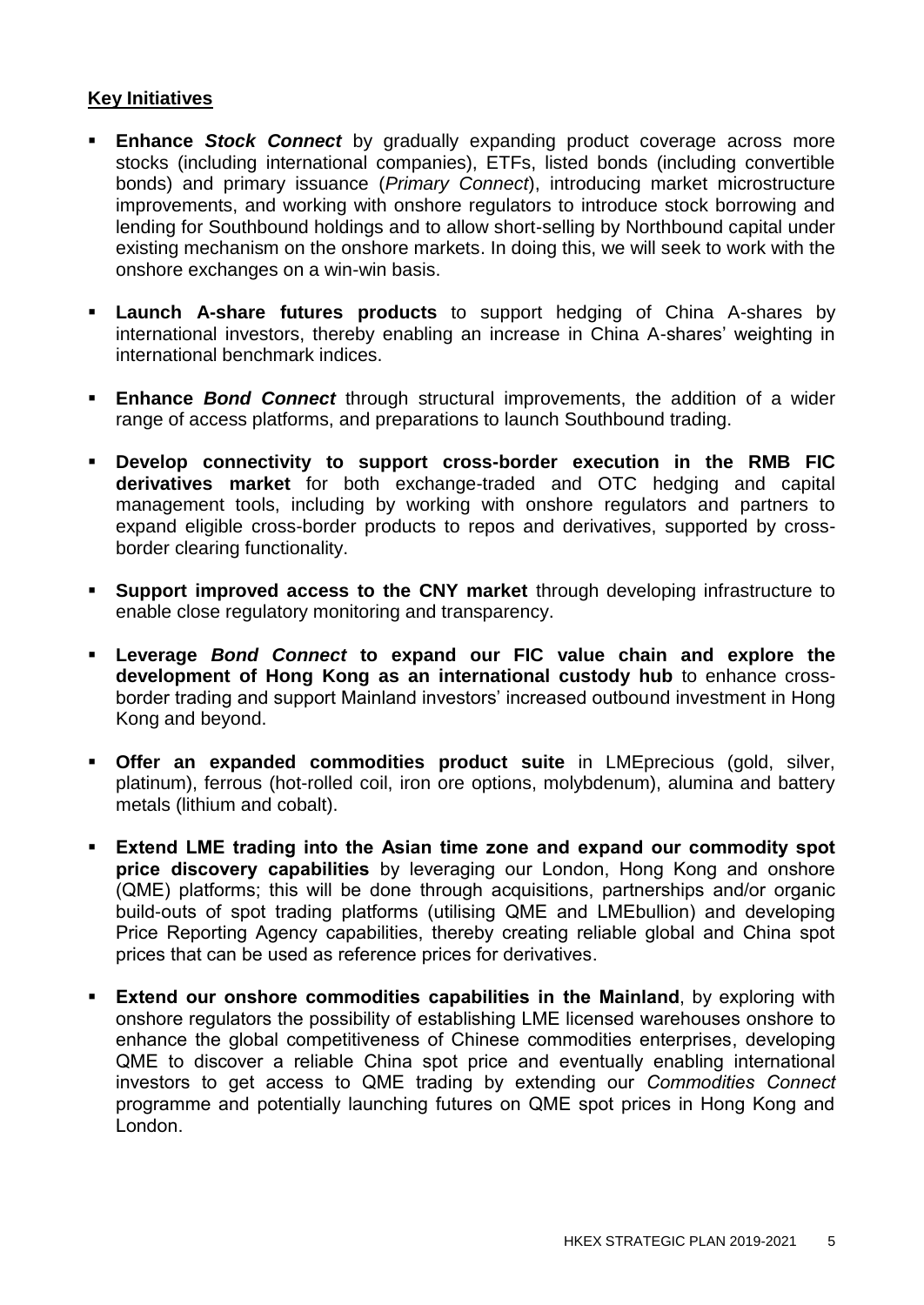## Key Initiatives

- **Enhance *Stock Connect*** by gradually expanding product coverage across more stocks (including international companies), ETFs, listed bonds (including convertible bonds) and primary issuance (*Primary Connect*), introducing market microstructure improvements, and working with onshore regulators to introduce stock borrowing and lending for Southbound holdings and to allow short-selling by Northbound capital under existing mechanism on the onshore markets. In doing this, we will seek to work with the onshore exchanges on a win-win basis.

- **Launch A-share futures products** to support hedging of China A-shares by international investors, thereby enabling an increase in China A-shares' weighting in international benchmark indices.

- **Enhance *Bond Connect*** through structural improvements, the addition of a wider range of access platforms, and preparations to launch Southbound trading.

- **Develop connectivity to support cross-border execution in the RMB FIC derivatives market** for both exchange-traded and OTC hedging and capital management tools, including by working with onshore regulators and partners to expand eligible cross-border products to repos and derivatives, supported by cross-border clearing functionality.

- **Support improved access to the CNY market** through developing infrastructure to enable close regulatory monitoring and transparency.

- **Leverage *Bond Connect* to expand our FIC value chain and explore the development of Hong Kong as an international custody hub** to enhance cross-border trading and support Mainland investors' increased outbound investment in Hong Kong and beyond.

- **Offer an expanded commodities product suite** in LMEprecious (gold, silver, platinum), ferrous (hot-rolled coil, iron ore options, molybdenum), alumina and battery metals (lithium and cobalt).

- **Extend LME trading into the Asian time zone and expand our commodity spot price discovery capabilities** by leveraging our London, Hong Kong and onshore (QME) platforms; this will be done through acquisitions, partnerships and/or organic build-outs of spot trading platforms (utilising QME and LMEbullion) and developing Price Reporting Agency capabilities, thereby creating reliable global and China spot prices that can be used as reference prices for derivatives.

- **Extend our onshore commodities capabilities in the Mainland**, by exploring with onshore regulators the possibility of establishing LME licensed warehouses onshore to enhance the global competitiveness of Chinese commodities enterprises, developing QME to discover a reliable China spot price and eventually enabling international investors to get access to QME trading by extending our *Commodities Connect* programme and potentially launching futures on QME spot prices in Hong Kong and London.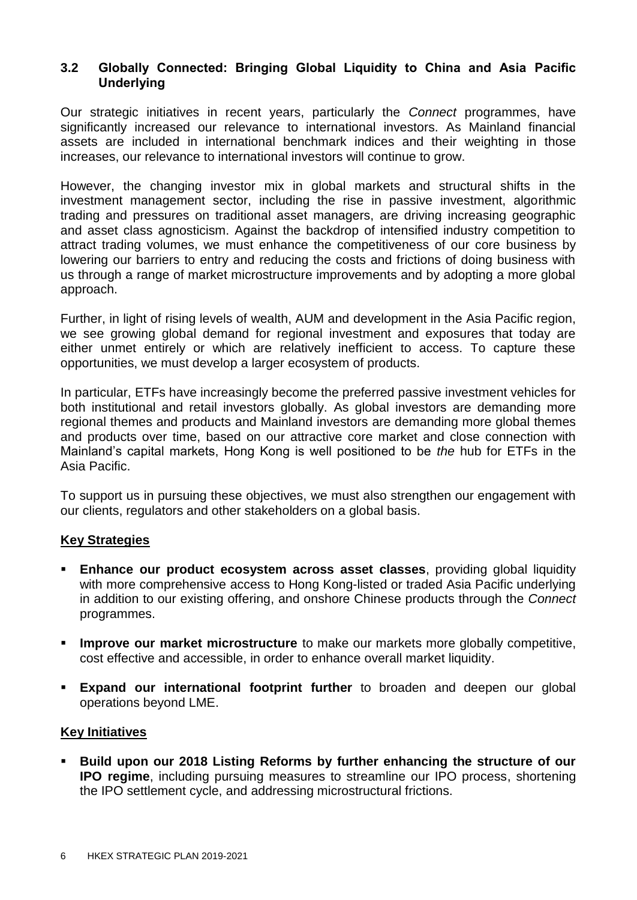### 3.2 Globally Connected: Bringing Global Liquidity to China and Asia Pacific Underlying

Our strategic initiatives in recent years, particularly the *Connect* programmes, have significantly increased our relevance to international investors. As Mainland financial assets are included in international benchmark indices and their weighting in those increases, our relevance to international investors will continue to grow.

However, the changing investor mix in global markets and structural shifts in the investment management sector, including the rise in passive investment, algorithmic trading and pressures on traditional asset managers, are driving increasing geographic and asset class agnosticism. Against the backdrop of intensified industry competition to attract trading volumes, we must enhance the competitiveness of our core business by lowering our barriers to entry and reducing the costs and frictions of doing business with us through a range of market microstructure improvements and by adopting a more global approach.

Further, in light of rising levels of wealth, AUM and development in the Asia Pacific region, we see growing global demand for regional investment and exposures that today are either unmet entirely or which are relatively inefficient to access. To capture these opportunities, we must develop a larger ecosystem of products.

In particular, ETFs have increasingly become the preferred passive investment vehicles for both institutional and retail investors globally. As global investors are demanding more regional themes and products and Mainland investors are demanding more global themes and products over time, based on our attractive core market and close connection with Mainland's capital markets, Hong Kong is well positioned to be *the* hub for ETFs in the Asia Pacific.

To support us in pursuing these objectives, we must also strengthen our engagement with our clients, regulators and other stakeholders on a global basis.

**Key Strategies**

- **Enhance our product ecosystem across asset classes**, providing global liquidity with more comprehensive access to Hong Kong-listed or traded Asia Pacific underlying in addition to our existing offering, and onshore Chinese products through the *Connect* programmes.
- **Improve our market microstructure** to make our markets more globally competitive, cost effective and accessible, in order to enhance overall market liquidity.
- **Expand our international footprint further** to broaden and deepen our global operations beyond LME.

**Key Initiatives**

- **Build upon our 2018 Listing Reforms by further enhancing the structure of our IPO regime**, including pursuing measures to streamline our IPO process, shortening the IPO settlement cycle, and addressing microstructural frictions.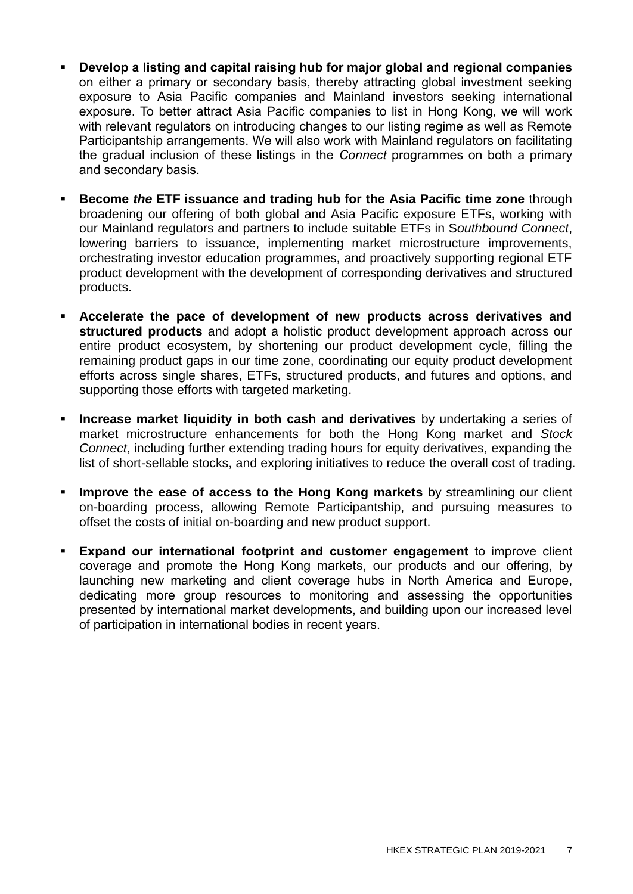- **Develop a listing and capital raising hub for major global and regional companies** on either a primary or secondary basis, thereby attracting global investment seeking exposure to Asia Pacific companies and Mainland investors seeking international exposure. To better attract Asia Pacific companies to list in Hong Kong, we will work with relevant regulators on introducing changes to our listing regime as well as Remote Participantship arrangements. We will also work with Mainland regulators on facilitating the gradual inclusion of these listings in the *Connect* programmes on both a primary and secondary basis.

- **Become *the* ETF issuance and trading hub for the Asia Pacific time zone** through broadening our offering of both global and Asia Pacific exposure ETFs, working with our Mainland regulators and partners to include suitable ETFs in S*outhbound Connect*, lowering barriers to issuance, implementing market microstructure improvements, orchestrating investor education programmes, and proactively supporting regional ETF product development with the development of corresponding derivatives and structured products.

- **Accelerate the pace of development of new products across derivatives and structured products** and adopt a holistic product development approach across our entire product ecosystem, by shortening our product development cycle, filling the remaining product gaps in our time zone, coordinating our equity product development efforts across single shares, ETFs, structured products, and futures and options, and supporting those efforts with targeted marketing.

- **Increase market liquidity in both cash and derivatives** by undertaking a series of market microstructure enhancements for both the Hong Kong market and *Stock Connect*, including further extending trading hours for equity derivatives, expanding the list of short-sellable stocks, and exploring initiatives to reduce the overall cost of trading.

- **Improve the ease of access to the Hong Kong markets** by streamlining our client on-boarding process, allowing Remote Participantship, and pursuing measures to offset the costs of initial on-boarding and new product support.

- **Expand our international footprint and customer engagement** to improve client coverage and promote the Hong Kong markets, our products and our offering, by launching new marketing and client coverage hubs in North America and Europe, dedicating more group resources to monitoring and assessing the opportunities presented by international market developments, and building upon our increased level of participation in international bodies in recent years.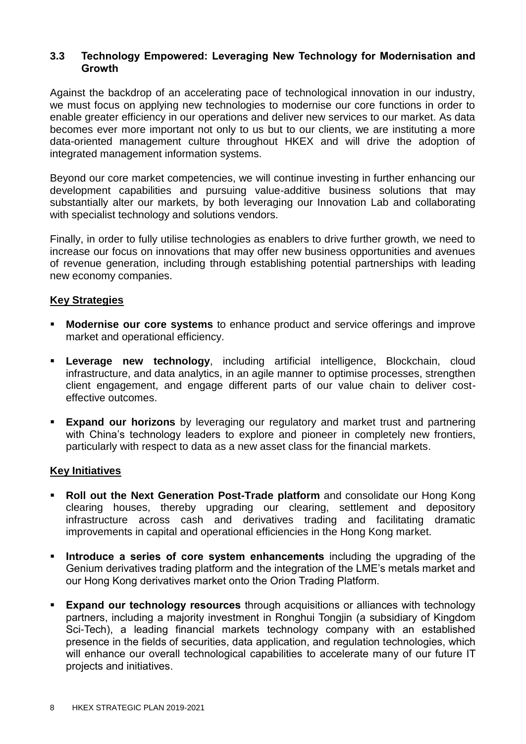## 3.3 Technology Empowered: Leveraging New Technology for Modernisation and Growth

Against the backdrop of an accelerating pace of technological innovation in our industry, we must focus on applying new technologies to modernise our core functions in order to enable greater efficiency in our operations and deliver new services to our market. As data becomes ever more important not only to us but to our clients, we are instituting a more data-oriented management culture throughout HKEX and will drive the adoption of integrated management information systems.

Beyond our core market competencies, we will continue investing in further enhancing our development capabilities and pursuing value-additive business solutions that may substantially alter our markets, by both leveraging our Innovation Lab and collaborating with specialist technology and solutions vendors.

Finally, in order to fully utilise technologies as enablers to drive further growth, we need to increase our focus on innovations that may offer new business opportunities and avenues of revenue generation, including through establishing potential partnerships with leading new economy companies.

### Key Strategies

- **Modernise our core systems** to enhance product and service offerings and improve market and operational efficiency.
- **Leverage new technology**, including artificial intelligence, Blockchain, cloud infrastructure, and data analytics, in an agile manner to optimise processes, strengthen client engagement, and engage different parts of our value chain to deliver cost-effective outcomes.
- **Expand our horizons** by leveraging our regulatory and market trust and partnering with China's technology leaders to explore and pioneer in completely new frontiers, particularly with respect to data as a new asset class for the financial markets.

### Key Initiatives

- **Roll out the Next Generation Post-Trade platform** and consolidate our Hong Kong clearing houses, thereby upgrading our clearing, settlement and depository infrastructure across cash and derivatives trading and facilitating dramatic improvements in capital and operational efficiencies in the Hong Kong market.
- **Introduce a series of core system enhancements** including the upgrading of the Genium derivatives trading platform and the integration of the LME's metals market and our Hong Kong derivatives market onto the Orion Trading Platform.
- **Expand our technology resources** through acquisitions or alliances with technology partners, including a majority investment in Ronghui Tongjin (a subsidiary of Kingdom Sci-Tech), a leading financial markets technology company with an established presence in the fields of securities, data application, and regulation technologies, which will enhance our overall technological capabilities to accelerate many of our future IT projects and initiatives.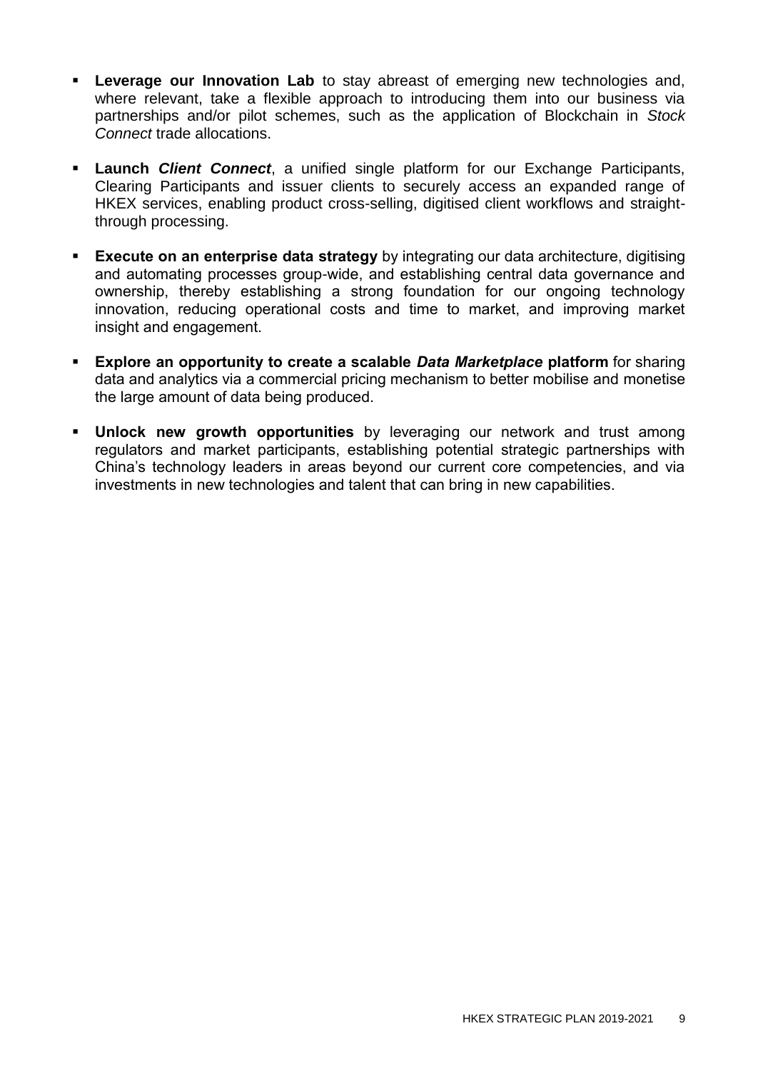- **Leverage our Innovation Lab** to stay abreast of emerging new technologies and, where relevant, take a flexible approach to introducing them into our business via partnerships and/or pilot schemes, such as the application of Blockchain in *Stock Connect* trade allocations.

- **Launch *Client Connect***, a unified single platform for our Exchange Participants, Clearing Participants and issuer clients to securely access an expanded range of HKEX services, enabling product cross-selling, digitised client workflows and straight-through processing.

- **Execute on an enterprise data strategy** by integrating our data architecture, digitising and automating processes group-wide, and establishing central data governance and ownership, thereby establishing a strong foundation for our ongoing technology innovation, reducing operational costs and time to market, and improving market insight and engagement.

- **Explore an opportunity to create a scalable *Data Marketplace* platform** for sharing data and analytics via a commercial pricing mechanism to better mobilise and monetise the large amount of data being produced.

- **Unlock new growth opportunities** by leveraging our network and trust among regulators and market participants, establishing potential strategic partnerships with China's technology leaders in areas beyond our current core competencies, and via investments in new technologies and talent that can bring in new capabilities.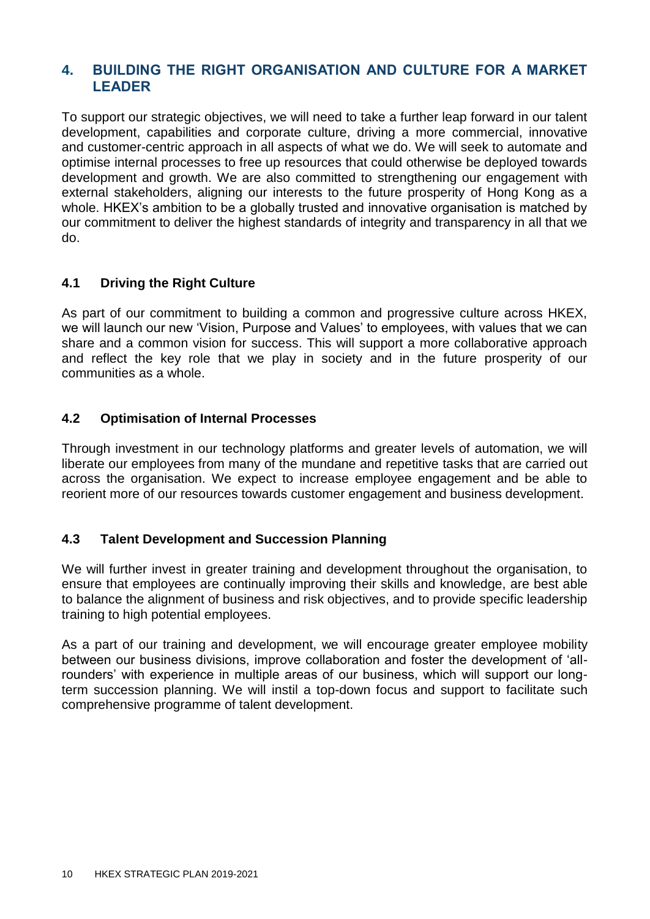## 4. BUILDING THE RIGHT ORGANISATION AND CULTURE FOR A MARKET LEADER

To support our strategic objectives, we will need to take a further leap forward in our talent development, capabilities and corporate culture, driving a more commercial, innovative and customer-centric approach in all aspects of what we do. We will seek to automate and optimise internal processes to free up resources that could otherwise be deployed towards development and growth. We are also committed to strengthening our engagement with external stakeholders, aligning our interests to the future prosperity of Hong Kong as a whole. HKEX's ambition to be a globally trusted and innovative organisation is matched by our commitment to deliver the highest standards of integrity and transparency in all that we do.

### 4.1 Driving the Right Culture

As part of our commitment to building a common and progressive culture across HKEX, we will launch our new 'Vision, Purpose and Values' to employees, with values that we can share and a common vision for success. This will support a more collaborative approach and reflect the key role that we play in society and in the future prosperity of our communities as a whole.

### 4.2 Optimisation of Internal Processes

Through investment in our technology platforms and greater levels of automation, we will liberate our employees from many of the mundane and repetitive tasks that are carried out across the organisation. We expect to increase employee engagement and be able to reorient more of our resources towards customer engagement and business development.

### 4.3 Talent Development and Succession Planning

We will further invest in greater training and development throughout the organisation, to ensure that employees are continually improving their skills and knowledge, are best able to balance the alignment of business and risk objectives, and to provide specific leadership training to high potential employees.

As a part of our training and development, we will encourage greater employee mobility between our business divisions, improve collaboration and foster the development of 'all-rounders' with experience in multiple areas of our business, which will support our long-term succession planning. We will instil a top-down focus and support to facilitate such comprehensive programme of talent development.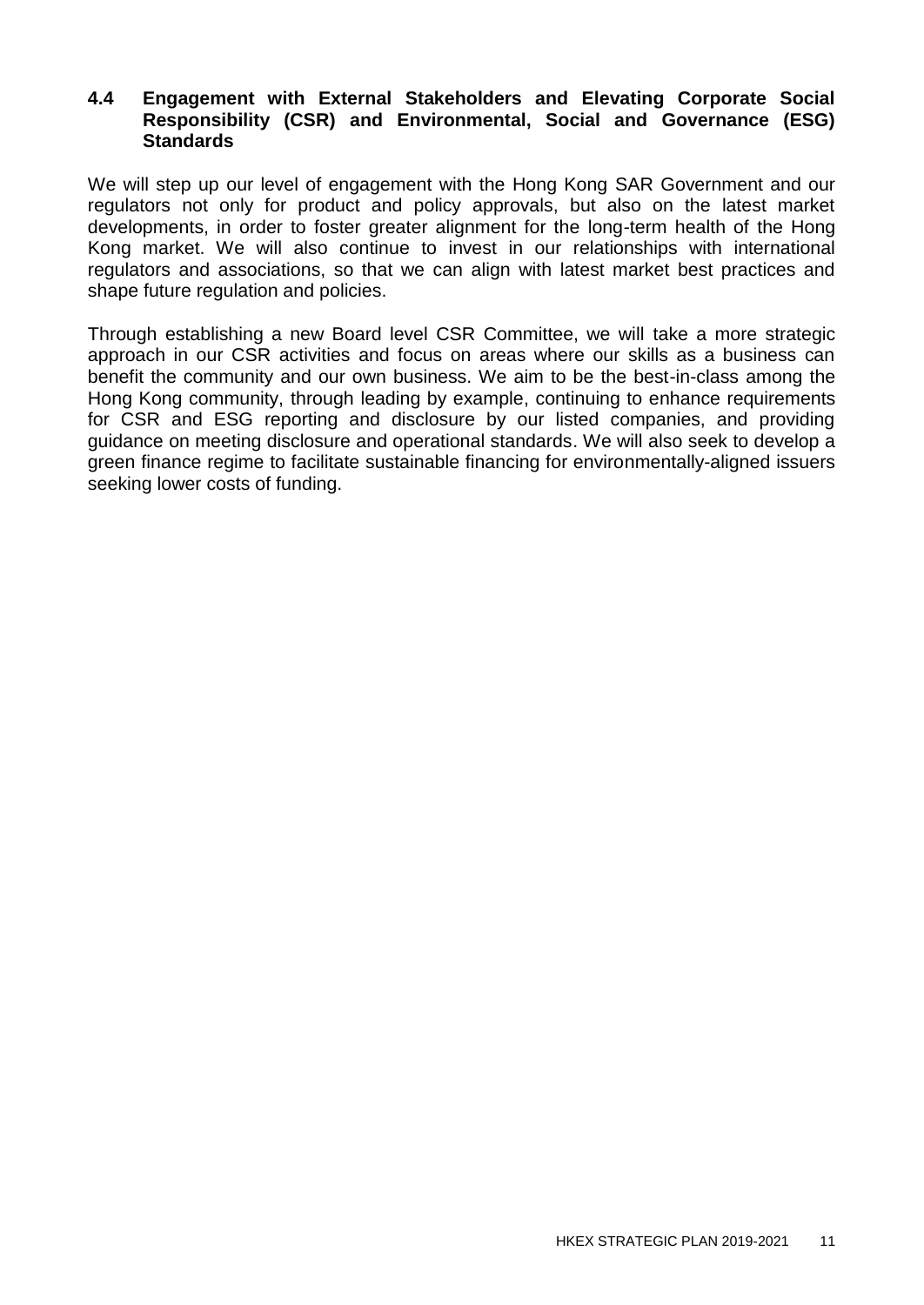### 4.4 Engagement with External Stakeholders and Elevating Corporate Social Responsibility (CSR) and Environmental, Social and Governance (ESG) Standards

We will step up our level of engagement with the Hong Kong SAR Government and our regulators not only for product and policy approvals, but also on the latest market developments, in order to foster greater alignment for the long-term health of the Hong Kong market. We will also continue to invest in our relationships with international regulators and associations, so that we can align with latest market best practices and shape future regulation and policies.

Through establishing a new Board level CSR Committee, we will take a more strategic approach in our CSR activities and focus on areas where our skills as a business can benefit the community and our own business. We aim to be the best-in-class among the Hong Kong community, through leading by example, continuing to enhance requirements for CSR and ESG reporting and disclosure by our listed companies, and providing guidance on meeting disclosure and operational standards. We will also seek to develop a green finance regime to facilitate sustainable financing for environmentally-aligned issuers seeking lower costs of funding.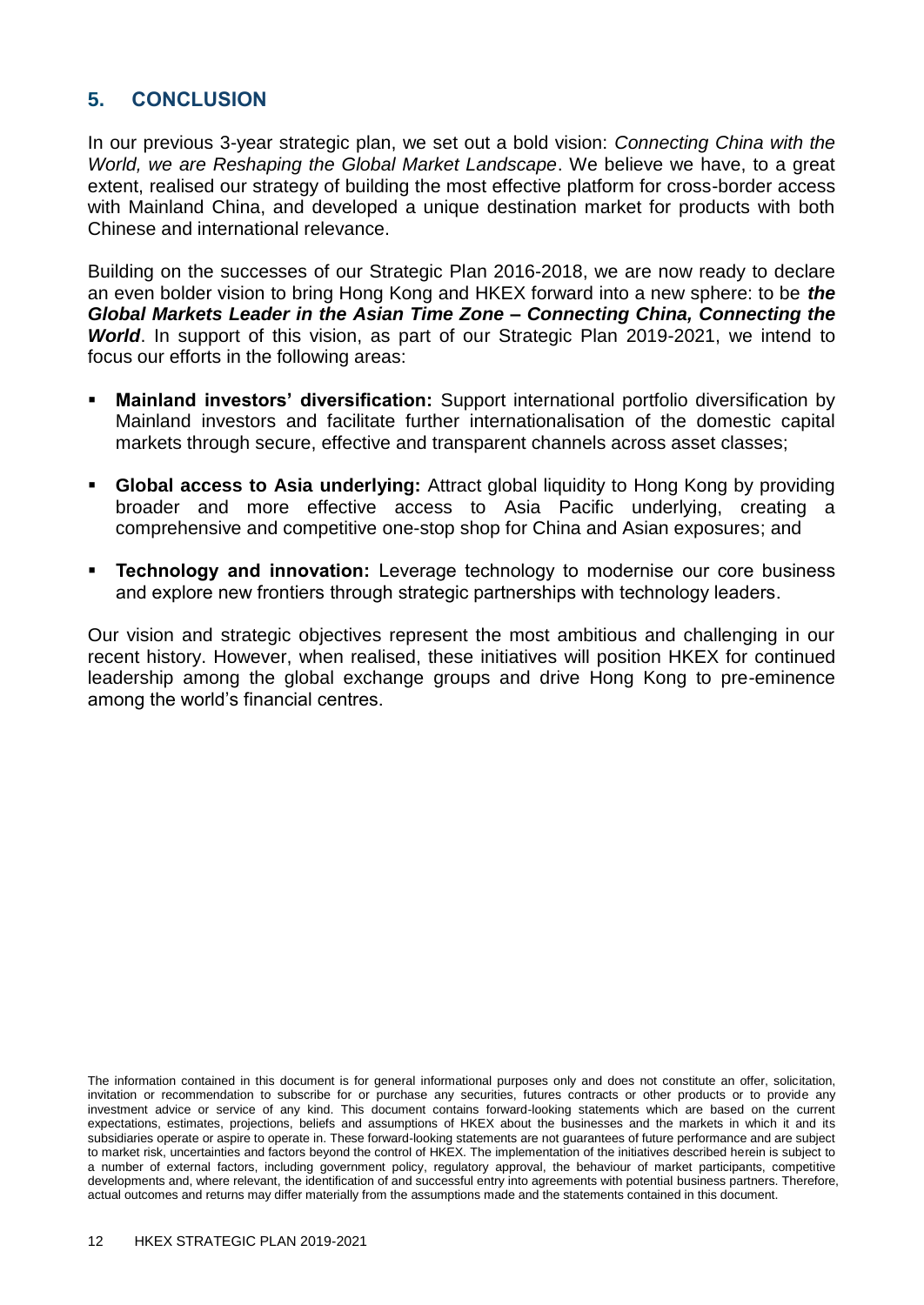## 5. CONCLUSION

In our previous 3-year strategic plan, we set out a bold vision: *Connecting China with the World, we are Reshaping the Global Market Landscape*. We believe we have, to a great extent, realised our strategy of building the most effective platform for cross-border access with Mainland China, and developed a unique destination market for products with both Chinese and international relevance.

Building on the successes of our Strategic Plan 2016-2018, we are now ready to declare an even bolder vision to bring Hong Kong and HKEX forward into a new sphere: to be ***the Global Markets Leader in the Asian Time Zone – Connecting China, Connecting the World***. In support of this vision, as part of our Strategic Plan 2019-2021, we intend to focus our efforts in the following areas:

- **Mainland investors' diversification:** Support international portfolio diversification by Mainland investors and facilitate further internationalisation of the domestic capital markets through secure, effective and transparent channels across asset classes;
- **Global access to Asia underlying:** Attract global liquidity to Hong Kong by providing broader and more effective access to Asia Pacific underlying, creating a comprehensive and competitive one-stop shop for China and Asian exposures; and
- **Technology and innovation:** Leverage technology to modernise our core business and explore new frontiers through strategic partnerships with technology leaders.

Our vision and strategic objectives represent the most ambitious and challenging in our recent history. However, when realised, these initiatives will position HKEX for continued leadership among the global exchange groups and drive Hong Kong to pre-eminence among the world's financial centres.

The information contained in this document is for general informational purposes only and does not constitute an offer, solicitation, invitation or recommendation to subscribe for or purchase any securities, futures contracts or other products or to provide any investment advice or service of any kind. This document contains forward-looking statements which are based on the current expectations, estimates, projections, beliefs and assumptions of HKEX about the businesses and the markets in which it and its subsidiaries operate or aspire to operate in. These forward-looking statements are not guarantees of future performance and are subject to market risk, uncertainties and factors beyond the control of HKEX. The implementation of the initiatives described herein is subject to a number of external factors, including government policy, regulatory approval, the behaviour of market participants, competitive developments and, where relevant, the identification of and successful entry into agreements with potential business partners. Therefore, actual outcomes and returns may differ materially from the assumptions made and the statements contained in this document.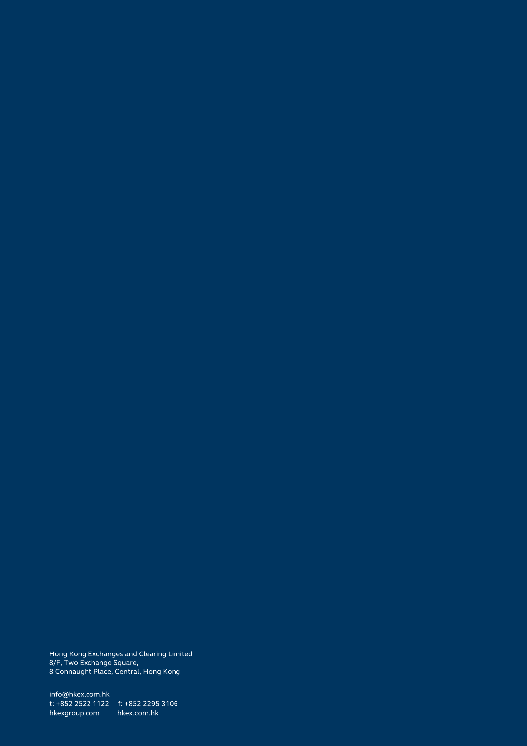Hong Kong Exchanges and Clearing Limited
8/F, Two Exchange Square,
8 Connaught Place, Central, Hong Kong

info@hkex.com.hk
t: +852 2522 1122    f: +852 2295 3106
hkexgroup.com | hkex.com.hk